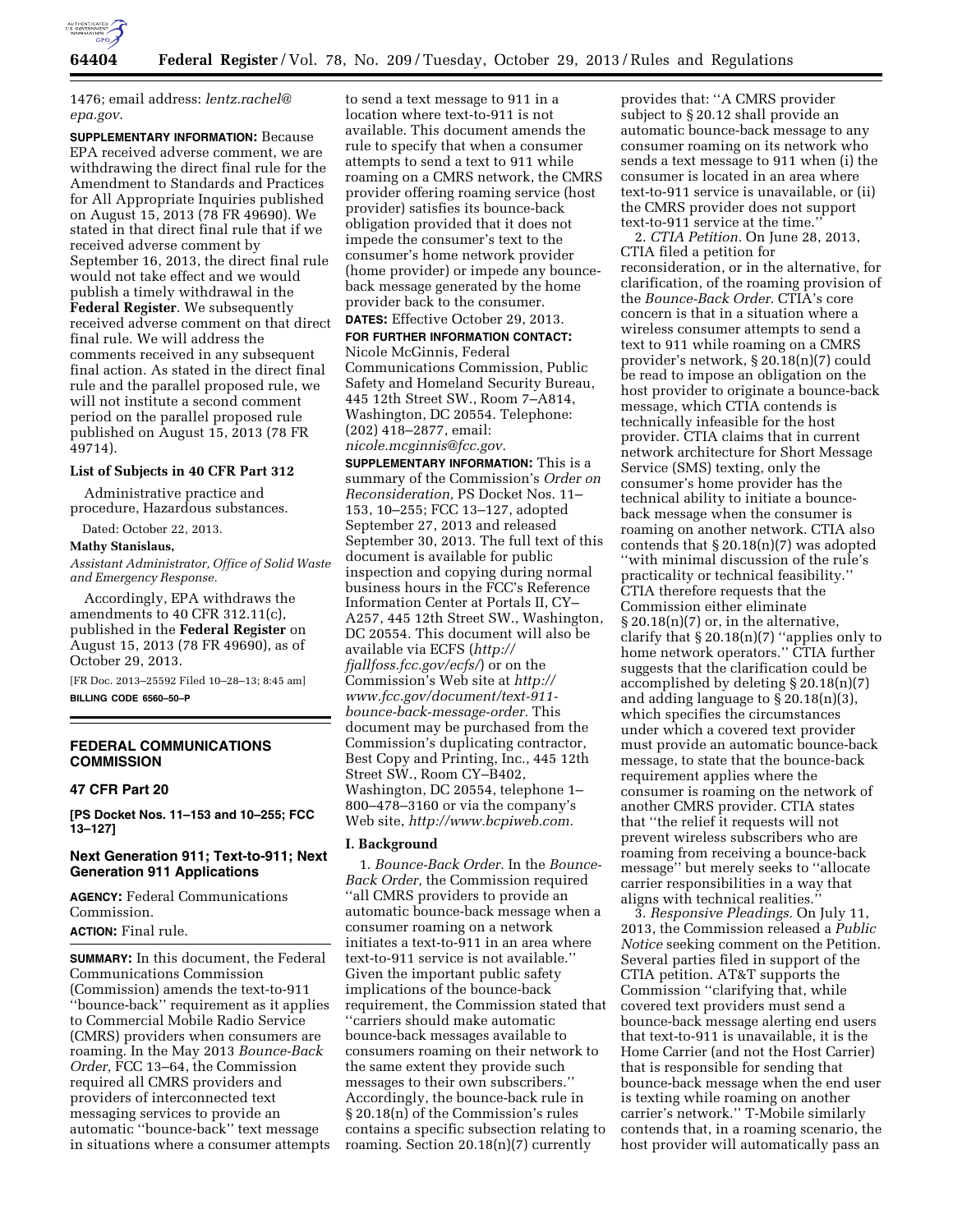1476; email address: *lentz.rachel@epa.gov.*

**SUPPLEMENTARY INFORMATION:** Because EPA received adverse comment, we are withdrawing the direct final rule for the Amendment to Standards and Practices for All Appropriate Inquiries published on August 15, 2013 (78 FR 49690). We stated in that direct final rule that if we received adverse comment by September 16, 2013, the direct final rule would not take effect and we would publish a timely withdrawal in the **Federal Register**. We subsequently received adverse comment on that direct final rule. We will address the comments received in any subsequent final action. As stated in the direct final rule and the parallel proposed rule, we will not institute a second comment period on the parallel proposed rule published on August 15, 2013 (78 FR 49714).

### List of Subjects in 40 CFR Part 312

Administrative practice and procedure, Hazardous substances.

Dated: October 22, 2013.

**Mathy Stanislaus,**

*Assistant Administrator, Office of Solid Waste and Emergency Response.*

Accordingly, EPA withdraws the amendments to 40 CFR 312.11(c), published in the **Federal Register** on August 15, 2013 (78 FR 49690), as of October 29, 2013.

[FR Doc. 2013–25592 Filed 10–28–13; 8:45 am]

**BILLING CODE 6560–50–P**

## FEDERAL COMMUNICATIONS COMMISSION

### 47 CFR Part 20

**[PS Docket Nos. 11–153 and 10–255; FCC 13–127]**

### Next Generation 911; Text-to-911; Next Generation 911 Applications

**AGENCY:** Federal Communications Commission.

**ACTION:** Final rule.

**SUMMARY:** In this document, the Federal Communications Commission (Commission) amends the text-to-911 "bounce-back" requirement as it applies to Commercial Mobile Radio Service (CMRS) providers when consumers are roaming. In the May 2013 *Bounce-Back Order,* FCC 13–64, the Commission required all CMRS providers and providers of interconnected text messaging services to provide an automatic "bounce-back" text message in situations where a consumer attempts to send a text message to 911 in a location where text-to-911 is not available. This document amends the rule to specify that when a consumer attempts to send a text to 911 while roaming on a CMRS network, the CMRS provider offering roaming service (host provider) satisfies its bounce-back obligation provided that it does not impede the consumer's text to the consumer's home network provider (home provider) or impede any bounce-back message generated by the home provider back to the consumer.

**DATES:** Effective October 29, 2013.

**FOR FURTHER INFORMATION CONTACT:** Nicole McGinnis, Federal Communications Commission, Public Safety and Homeland Security Bureau, 445 12th Street SW., Room 7–A814, Washington, DC 20554. Telephone: (202) 418–2877, email: *nicole.mcginnis@fcc.gov.*

**SUPPLEMENTARY INFORMATION:** This is a summary of the Commission's *Order on Reconsideration,* PS Docket Nos. 11–153, 10–255; FCC 13–127, adopted September 27, 2013 and released September 30, 2013. The full text of this document is available for public inspection and copying during normal business hours in the FCC's Reference Information Center at Portals II, CY–A257, 445 12th Street SW., Washington, DC 20554. This document will also be available via ECFS (*http://fjallfoss.fcc.gov/ecfs/*) or on the Commission's Web site at *http://www.fcc.gov/document/text-911-bounce-back-message-order.* This document may be purchased from the Commission's duplicating contractor, Best Copy and Printing, Inc., 445 12th Street SW., Room CY–B402, Washington, DC 20554, telephone 1–800–478–3160 or via the company's Web site, *http://www.bcpiweb.com.*

### I. Background

1. *Bounce-Back Order.* In the *Bounce-Back Order,* the Commission required "all CMRS providers to provide an automatic bounce-back message when a consumer roaming on a network initiates a text-to-911 in an area where text-to-911 service is not available." Given the important public safety implications of the bounce-back requirement, the Commission stated that "carriers should make automatic bounce-back messages available to consumers roaming on their network to the same extent they provide such messages to their own subscribers." Accordingly, the bounce-back rule in § 20.18(n) of the Commission's rules contains a specific subsection relating to roaming. Section 20.18(n)(7) currently provides that: "A CMRS provider subject to § 20.12 shall provide an automatic bounce-back message to any consumer roaming on its network who sends a text message to 911 when (i) the consumer is located in an area where text-to-911 service is unavailable, or (ii) the CMRS provider does not support text-to-911 service at the time."

2. *CTIA Petition.* On June 28, 2013, CTIA filed a petition for reconsideration, or in the alternative, for clarification, of the roaming provision of the *Bounce-Back Order.* CTIA's core concern is that in a situation where a wireless consumer attempts to send a text to 911 while roaming on a CMRS provider's network, § 20.18(n)(7) could be read to impose an obligation on the host provider to originate a bounce-back message, which CTIA contends is technically infeasible for the host provider. CTIA claims that in current network architecture for Short Message Service (SMS) texting, only the consumer's home provider has the technical ability to initiate a bounce-back message when the consumer is roaming on another network. CTIA also contends that § 20.18(n)(7) was adopted "with minimal discussion of the rule's practicality or technical feasibility." CTIA therefore requests that the Commission either eliminate § 20.18(n)(7) or, in the alternative, clarify that § 20.18(n)(7) "applies only to home network operators." CTIA further suggests that the clarification could be accomplished by deleting § 20.18(n)(7) and adding language to § 20.18(n)(3), which specifies the circumstances under which a covered text provider must provide an automatic bounce-back message, to state that the bounce-back requirement applies where the consumer is roaming on the network of another CMRS provider. CTIA states that "the relief it requests will not prevent wireless subscribers who are roaming from receiving a bounce-back message" but merely seeks to "allocate carrier responsibilities in a way that aligns with technical realities."

3. *Responsive Pleadings.* On July 11, 2013, the Commission released a *Public Notice* seeking comment on the Petition. Several parties filed in support of the CTIA petition. AT&T supports the Commission "clarifying that, while covered text providers must send a bounce-back message alerting end users that text-to-911 is unavailable, it is the Home Carrier (and not the Host Carrier) that is responsible for sending that bounce-back message when the end user is texting while roaming on another carrier's network." T-Mobile similarly contends that, in a roaming scenario, the host provider will automatically pass an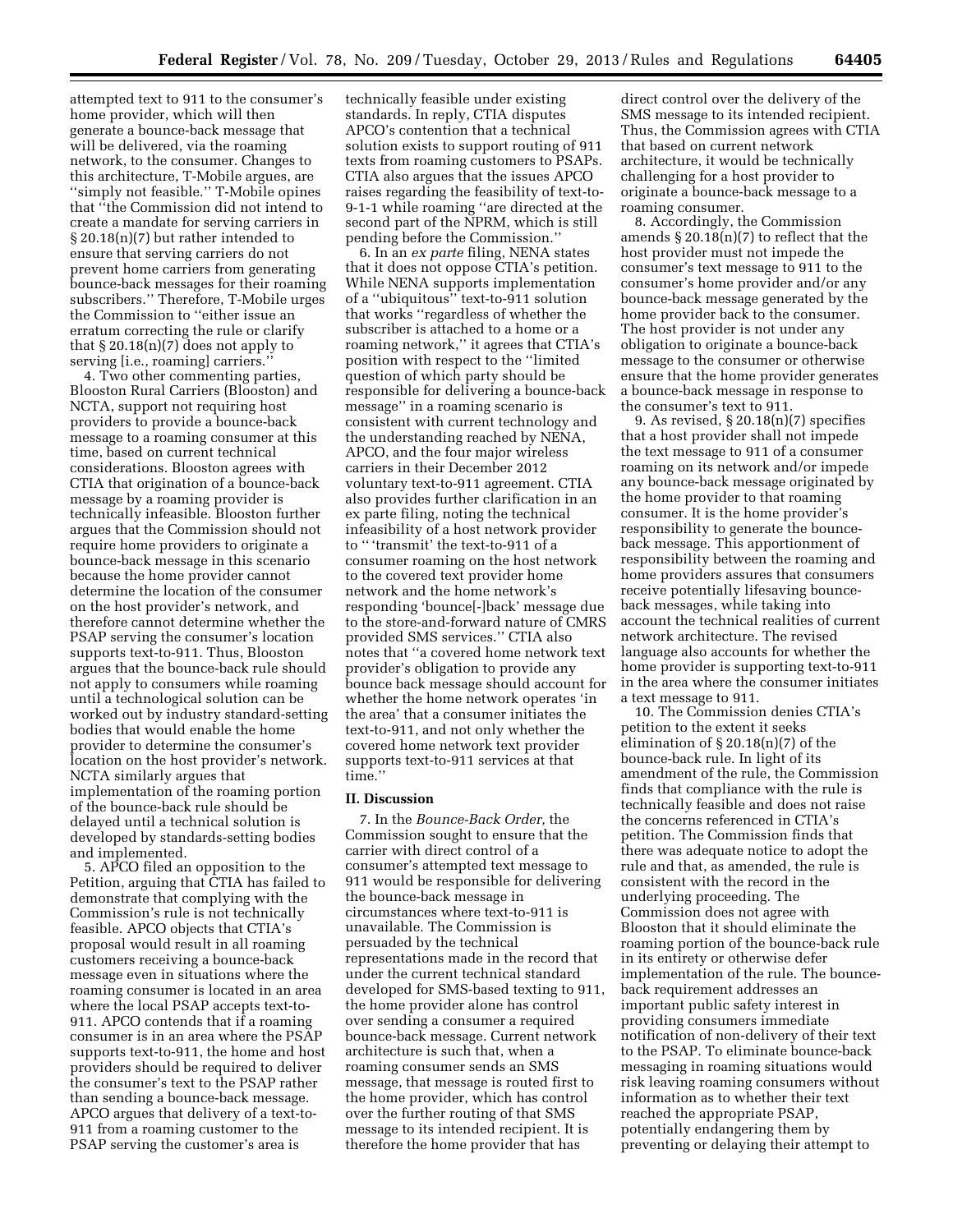attempted text to 911 to the consumer's home provider, which will then generate a bounce-back message that will be delivered, via the roaming network, to the consumer. Changes to this architecture, T-Mobile argues, are ''simply not feasible.'' T-Mobile opines that ''the Commission did not intend to create a mandate for serving carriers in § 20.18(n)(7) but rather intended to ensure that serving carriers do not prevent home carriers from generating bounce-back messages for their roaming subscribers.'' Therefore, T-Mobile urges the Commission to ''either issue an erratum correcting the rule or clarify that § 20.18(n)(7) does not apply to serving [i.e., roaming] carriers.''

4. Two other commenting parties, Blooston Rural Carriers (Blooston) and NCTA, support not requiring host providers to provide a bounce-back message to a roaming consumer at this time, based on current technical considerations. Blooston agrees with CTIA that origination of a bounce-back message by a roaming provider is technically infeasible. Blooston further argues that the Commission should not require home providers to originate a bounce-back message in this scenario because the home provider cannot determine the location of the consumer on the host provider's network, and therefore cannot determine whether the PSAP serving the consumer's location supports text-to-911. Thus, Blooston argues that the bounce-back rule should not apply to consumers while roaming until a technological solution can be worked out by industry standard-setting bodies that would enable the home provider to determine the consumer's location on the host provider's network. NCTA similarly argues that implementation of the roaming portion of the bounce-back rule should be delayed until a technical solution is developed by standards-setting bodies and implemented.

5. APCO filed an opposition to the Petition, arguing that CTIA has failed to demonstrate that complying with the Commission's rule is not technically feasible. APCO objects that CTIA's proposal would result in all roaming customers receiving a bounce-back message even in situations where the roaming consumer is located in an area where the local PSAP accepts text-to-911. APCO contends that if a roaming consumer is in an area where the PSAP supports text-to-911, the home and host providers should be required to deliver the consumer's text to the PSAP rather than sending a bounce-back message. APCO argues that delivery of a text-to-911 from a roaming customer to the PSAP serving the customer's area is technically feasible under existing standards. In reply, CTIA disputes APCO's contention that a technical solution exists to support routing of 911 texts from roaming customers to PSAPs. CTIA also argues that the issues APCO raises regarding the feasibility of text-to-9-1-1 while roaming ''are directed at the second part of the NPRM, which is still pending before the Commission.''

6. In an *ex parte* filing, NENA states that it does not oppose CTIA's petition. While NENA supports implementation of a ''ubiquitous'' text-to-911 solution that works ''regardless of whether the subscriber is attached to a home or a roaming network,'' it agrees that CTIA's position with respect to the ''limited question of which party should be responsible for delivering a bounce-back message'' in a roaming scenario is consistent with current technology and the understanding reached by NENA, APCO, and the four major wireless carriers in their December 2012 voluntary text-to-911 agreement. CTIA also provides further clarification in an ex parte filing, noting the technical infeasibility of a host network provider to '' 'transmit' the text-to-911 of a consumer roaming on the host network to the covered text provider home network and the home network's responding 'bounce[-]back' message due to the store-and-forward nature of CMRS provided SMS services.'' CTIA also notes that ''a covered home network text provider's obligation to provide any bounce back message should account for whether the home network operates 'in the area' that a consumer initiates the text-to-911, and not only whether the covered home network text provider supports text-to-911 services at that time.''

## II. Discussion

7. In the *Bounce-Back Order,* the Commission sought to ensure that the carrier with direct control of a consumer's attempted text message to 911 would be responsible for delivering the bounce-back message in circumstances where text-to-911 is unavailable. The Commission is persuaded by the technical representations made in the record that under the current technical standard developed for SMS-based texting to 911, the home provider alone has control over sending a consumer a required bounce-back message. Current network architecture is such that, when a roaming consumer sends an SMS message, that message is routed first to the home provider, which has control over the further routing of that SMS message to its intended recipient. It is therefore the home provider that has direct control over the delivery of the SMS message to its intended recipient. Thus, the Commission agrees with CTIA that based on current network architecture, it would be technically challenging for a host provider to originate a bounce-back message to a roaming consumer.

8. Accordingly, the Commission amends § 20.18(n)(7) to reflect that the host provider must not impede the consumer's text message to 911 to the consumer's home provider and/or any bounce-back message generated by the home provider back to the consumer. The host provider is not under any obligation to originate a bounce-back message to the consumer or otherwise ensure that the home provider generates a bounce-back message in response to the consumer's text to 911.

9. As revised, § 20.18(n)(7) specifies that a host provider shall not impede the text message to 911 of a consumer roaming on its network and/or impede any bounce-back message originated by the home provider to that roaming consumer. It is the home provider's responsibility to generate the bounce-back message. This apportionment of responsibility between the roaming and home providers assures that consumers receive potentially lifesaving bounce-back messages, while taking into account the technical realities of current network architecture. The revised language also accounts for whether the home provider is supporting text-to-911 in the area where the consumer initiates a text message to 911.

10. The Commission denies CTIA's petition to the extent it seeks elimination of § 20.18(n)(7) of the bounce-back rule. In light of its amendment of the rule, the Commission finds that compliance with the rule is technically feasible and does not raise the concerns referenced in CTIA's petition. The Commission finds that there was adequate notice to adopt the rule and that, as amended, the rule is consistent with the record in the underlying proceeding. The Commission does not agree with Blooston that it should eliminate the roaming portion of the bounce-back rule in its entirety or otherwise defer implementation of the rule. The bounce-back requirement addresses an important public safety interest in providing consumers immediate notification of non-delivery of their text to the PSAP. To eliminate bounce-back messaging in roaming situations would risk leaving roaming consumers without information as to whether their text reached the appropriate PSAP, potentially endangering them by preventing or delaying their attempt to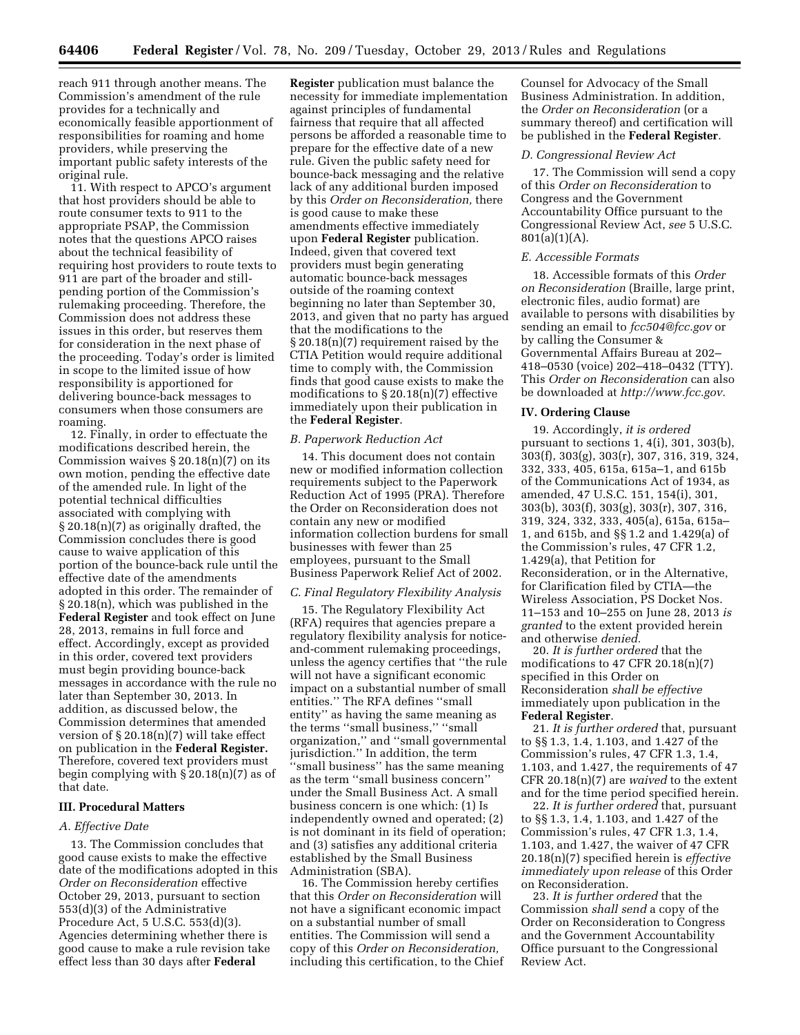reach 911 through another means. The Commission's amendment of the rule provides for a technically and economically feasible apportionment of responsibilities for roaming and home providers, while preserving the important public safety interests of the original rule.

11. With respect to APCO's argument that host providers should be able to route consumer texts to 911 to the appropriate PSAP, the Commission notes that the questions APCO raises about the technical feasibility of requiring host providers to route texts to 911 are part of the broader and still-pending portion of the Commission's rulemaking proceeding. Therefore, the Commission does not address these issues in this order, but reserves them for consideration in the next phase of the proceeding. Today's order is limited in scope to the limited issue of how responsibility is apportioned for delivering bounce-back messages to consumers when those consumers are roaming.

12. Finally, in order to effectuate the modifications described herein, the Commission waives § 20.18(n)(7) on its own motion, pending the effective date of the amended rule. In light of the potential technical difficulties associated with complying with § 20.18(n)(7) as originally drafted, the Commission concludes there is good cause to waive application of this portion of the bounce-back rule until the effective date of the amendments adopted in this order. The remainder of § 20.18(n), which was published in the **Federal Register** and took effect on June 28, 2013, remains in full force and effect. Accordingly, except as provided in this order, covered text providers must begin providing bounce-back messages in accordance with the rule no later than September 30, 2013. In addition, as discussed below, the Commission determines that amended version of § 20.18(n)(7) will take effect on publication in the **Federal Register.** Therefore, covered text providers must begin complying with § 20.18(n)(7) as of that date.

## III. Procedural Matters

### A. Effective Date

13. The Commission concludes that good cause exists to make the effective date of the modifications adopted in this *Order on Reconsideration* effective October 29, 2013, pursuant to section 553(d)(3) of the Administrative Procedure Act, 5 U.S.C. 553(d)(3). Agencies determining whether there is good cause to make a rule revision take effect less than 30 days after **Federal Register** publication must balance the necessity for immediate implementation against principles of fundamental fairness that require that all affected persons be afforded a reasonable time to prepare for the effective date of a new rule. Given the public safety need for bounce-back messaging and the relative lack of any additional burden imposed by this *Order on Reconsideration,* there is good cause to make these amendments effective immediately upon **Federal Register** publication. Indeed, given that covered text providers must begin generating automatic bounce-back messages outside of the roaming context beginning no later than September 30, 2013, and given that no party has argued that the modifications to the § 20.18(n)(7) requirement raised by the CTIA Petition would require additional time to comply with, the Commission finds that good cause exists to make the modifications to § 20.18(n)(7) effective immediately upon their publication in the **Federal Register**.

### B. Paperwork Reduction Act

14. This document does not contain new or modified information collection requirements subject to the Paperwork Reduction Act of 1995 (PRA). Therefore the Order on Reconsideration does not contain any new or modified information collection burdens for small businesses with fewer than 25 employees, pursuant to the Small Business Paperwork Relief Act of 2002.

### C. Final Regulatory Flexibility Analysis

15. The Regulatory Flexibility Act (RFA) requires that agencies prepare a regulatory flexibility analysis for notice-and-comment rulemaking proceedings, unless the agency certifies that ''the rule will not have a significant economic impact on a substantial number of small entities.'' The RFA defines ''small entity'' as having the same meaning as the terms ''small business,'' ''small organization,'' and ''small governmental jurisdiction.'' In addition, the term ''small business'' has the same meaning as the term ''small business concern'' under the Small Business Act. A small business concern is one which: (1) Is independently owned and operated; (2) is not dominant in its field of operation; and (3) satisfies any additional criteria established by the Small Business Administration (SBA).

16. The Commission hereby certifies that this *Order on Reconsideration* will not have a significant economic impact on a substantial number of small entities. The Commission will send a copy of this *Order on Reconsideration,* including this certification, to the Chief Counsel for Advocacy of the Small Business Administration. In addition, the *Order on Reconsideration* (or a summary thereof) and certification will be published in the **Federal Register**.

### D. Congressional Review Act

17. The Commission will send a copy of this *Order on Reconsideration* to Congress and the Government Accountability Office pursuant to the Congressional Review Act, *see* 5 U.S.C. 801(a)(1)(A).

### E. Accessible Formats

18. Accessible formats of this *Order on Reconsideration* (Braille, large print, electronic files, audio format) are available to persons with disabilities by sending an email to *fcc504@fcc.gov* or by calling the Consumer & Governmental Affairs Bureau at 202–418–0530 (voice) 202–418–0432 (TTY). This *Order on Reconsideration* can also be downloaded at *http://www.fcc.gov.*

## IV. Ordering Clause

19. Accordingly, *it is ordered* pursuant to sections 1, 4(i), 301, 303(b), 303(f), 303(g), 303(r), 307, 316, 319, 324, 332, 333, 405, 615a, 615a–1, and 615b of the Communications Act of 1934, as amended, 47 U.S.C. 151, 154(i), 301, 303(b), 303(f), 303(g), 303(r), 307, 316, 319, 324, 332, 333, 405(a), 615a, 615a–1, and 615b, and §§ 1.2 and 1.429(a) of the Commission's rules, 47 CFR 1.2, 1.429(a), that Petition for Reconsideration, or in the Alternative, for Clarification filed by CTIA—the Wireless Association, PS Docket Nos. 11–153 and 10–255 on June 28, 2013 *is granted* to the extent provided herein and otherwise *denied.*

20. *It is further ordered* that the modifications to 47 CFR 20.18(n)(7) specified in this Order on Reconsideration *shall be effective* immediately upon publication in the **Federal Register**.

21. *It is further ordered* that, pursuant to §§ 1.3, 1.4, 1.103, and 1.427 of the Commission's rules, 47 CFR 1.3, 1.4, 1.103, and 1.427, the requirements of 47 CFR 20.18(n)(7) are *waived* to the extent and for the time period specified herein.

22. *It is further ordered* that, pursuant to §§ 1.3, 1.4, 1.103, and 1.427 of the Commission's rules, 47 CFR 1.3, 1.4, 1.103, and 1.427, the waiver of 47 CFR 20.18(n)(7) specified herein is *effective immediately upon release* of this Order on Reconsideration.

23. *It is further ordered* that the Commission *shall send* a copy of the Order on Reconsideration to Congress and the Government Accountability Office pursuant to the Congressional Review Act.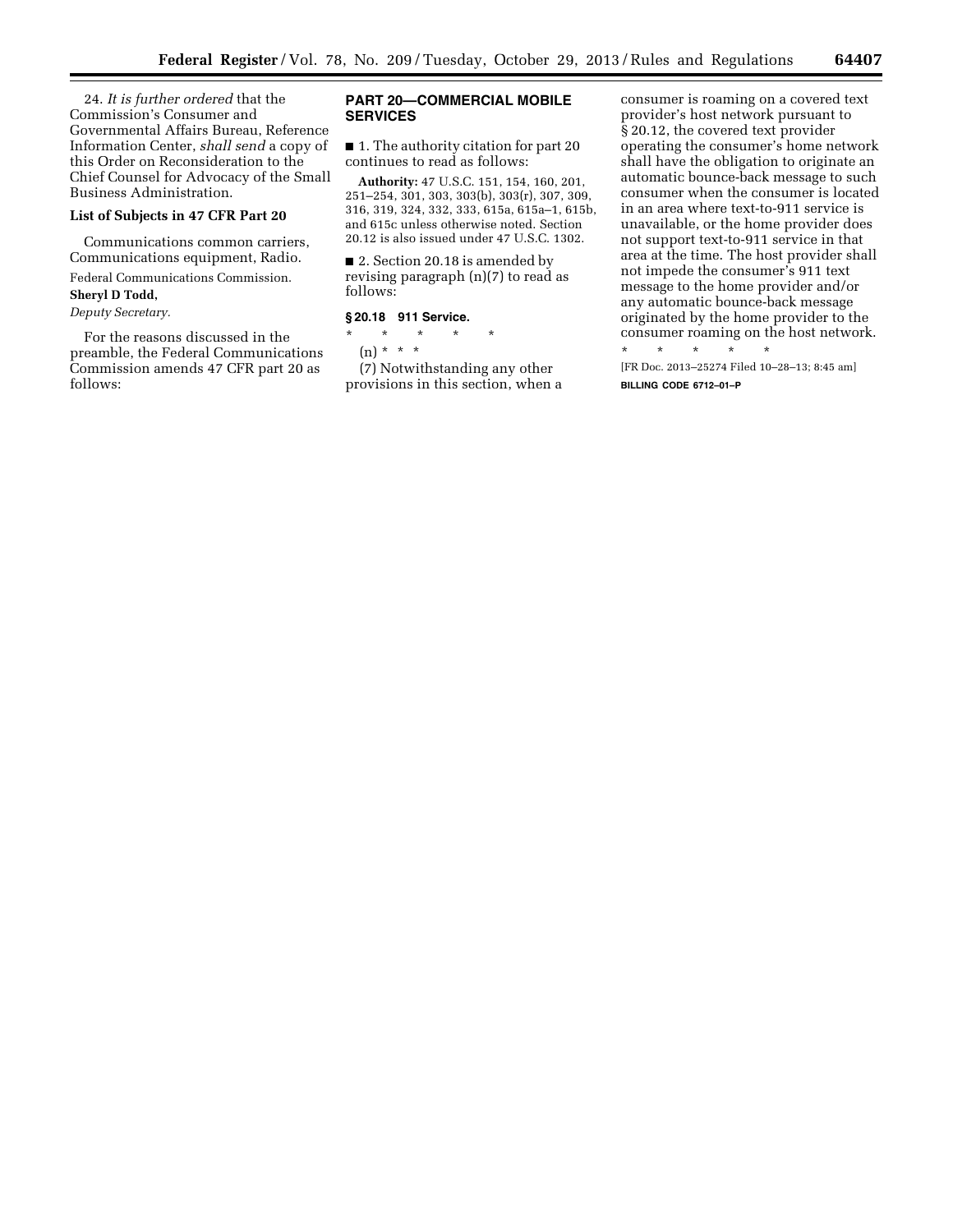24. *It is further ordered* that the Commission's Consumer and Governmental Affairs Bureau, Reference Information Center, *shall send* a copy of this Order on Reconsideration to the Chief Counsel for Advocacy of the Small Business Administration.

### List of Subjects in 47 CFR Part 20

Communications common carriers, Communications equipment, Radio.

Federal Communications Commission.

**Sheryl D Todd,**

*Deputy Secretary.*

For the reasons discussed in the preamble, the Federal Communications Commission amends 47 CFR part 20 as follows:

## PART 20—COMMERCIAL MOBILE SERVICES

■ 1. The authority citation for part 20 continues to read as follows:

**Authority:** 47 U.S.C. 151, 154, 160, 201, 251–254, 301, 303, 303(b), 303(r), 307, 309, 316, 319, 324, 332, 333, 615a, 615a–1, 615b, and 615c unless otherwise noted. Section 20.12 is also issued under 47 U.S.C. 1302.

■ 2. Section 20.18 is amended by revising paragraph (n)(7) to read as follows:

### § 20.18 911 Service.

\* \* \* \* \*

(n) \* \* \*

(7) Notwithstanding any other provisions in this section, when a consumer is roaming on a covered text provider's host network pursuant to § 20.12, the covered text provider operating the consumer's home network shall have the obligation to originate an automatic bounce-back message to such consumer when the consumer is located in an area where text-to-911 service is unavailable, or the home provider does not support text-to-911 service in that area at the time. The host provider shall not impede the consumer's 911 text message to the home provider and/or any automatic bounce-back message originated by the home provider to the consumer roaming on the host network.

\* \* \* \* \*

[FR Doc. 2013–25274 Filed 10–28–13; 8:45 am]

BILLING CODE 6712–01–P